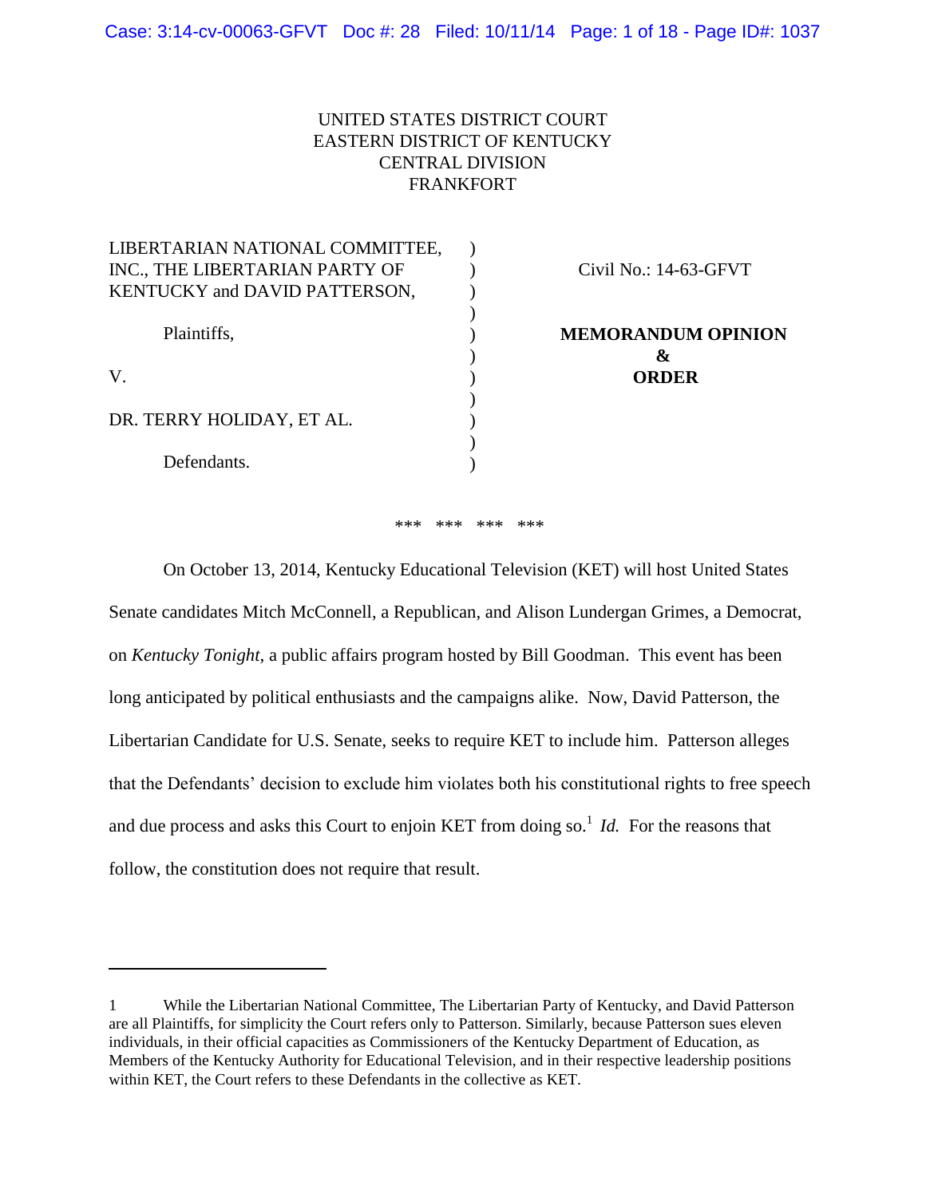UNITED STATES DISTRICT COURT
EASTERN DISTRICT OF KENTUCKY
CENTRAL DIVISION
FRANKFORT

| | | |
|---|---|---|
| LIBERTARIAN NATIONAL COMMITTEE, INC., THE LIBERTARIAN PARTY OF KENTUCKY and DAVID PATTERSON, | ) | Civil No.: 14-63-GFVT |
| Plaintiffs, | ) | **MEMORANDUM OPINION & ORDER** |
| V. | ) | |
| DR. TERRY HOLIDAY, ET AL. | ) | |
| Defendants. | ) | |

*** *** *** ***

On October 13, 2014, Kentucky Educational Television (KET) will host United States Senate candidates Mitch McConnell, a Republican, and Alison Lundergan Grimes, a Democrat, on *Kentucky Tonight*, a public affairs program hosted by Bill Goodman. This event has been long anticipated by political enthusiasts and the campaigns alike. Now, David Patterson, the Libertarian Candidate for U.S. Senate, seeks to require KET to include him. Patterson alleges that the Defendants' decision to exclude him violates both his constitutional rights to free speech and due process and asks this Court to enjoin KET from doing so.[1] *Id.* For the reasons that follow, the constitution does not require that result.

---

1 While the Libertarian National Committee, The Libertarian Party of Kentucky, and David Patterson are all Plaintiffs, for simplicity the Court refers only to Patterson. Similarly, because Patterson sues eleven individuals, in their official capacities as Commissioners of the Kentucky Department of Education, as Members of the Kentucky Authority for Educational Television, and in their respective leadership positions within KET, the Court refers to these Defendants in the collective as KET.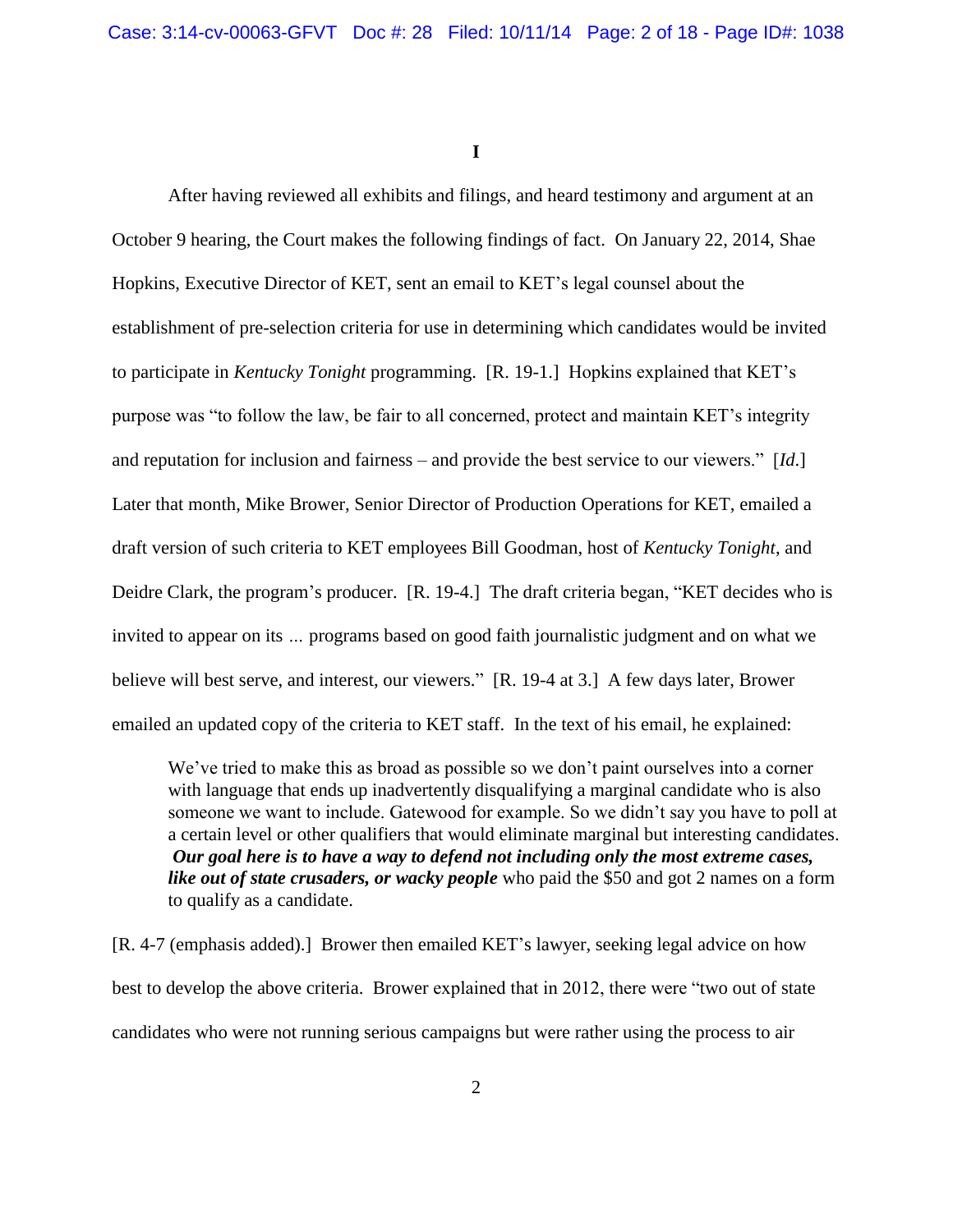**I**

After having reviewed all exhibits and filings, and heard testimony and argument at an October 9 hearing, the Court makes the following findings of fact. On January 22, 2014, Shae Hopkins, Executive Director of KET, sent an email to KET's legal counsel about the establishment of pre-selection criteria for use in determining which candidates would be invited to participate in *Kentucky Tonight* programming. [R. 19-1.] Hopkins explained that KET's purpose was "to follow the law, be fair to all concerned, protect and maintain KET's integrity and reputation for inclusion and fairness – and provide the best service to our viewers." [*Id.*] Later that month, Mike Brower, Senior Director of Production Operations for KET, emailed a draft version of such criteria to KET employees Bill Goodman, host of *Kentucky Tonight*, and Deidre Clark, the program's producer. [R. 19-4.] The draft criteria began, "KET decides who is invited to appear on its ... programs based on good faith journalistic judgment and on what we believe will best serve, and interest, our viewers." [R. 19-4 at 3.] A few days later, Brower emailed an updated copy of the criteria to KET staff. In the text of his email, he explained:

> We've tried to make this as broad as possible so we don't paint ourselves into a corner with language that ends up inadvertently disqualifying a marginal candidate who is also someone we want to include. Gatewood for example. So we didn't say you have to poll at a certain level or other qualifiers that would eliminate marginal but interesting candidates. ***Our goal here is to have a way to defend not including only the most extreme cases, like out of state crusaders, or wacky people*** who paid the $50 and got 2 names on a form to qualify as a candidate.

[R. 4-7 (emphasis added).] Brower then emailed KET's lawyer, seeking legal advice on how best to develop the above criteria. Brower explained that in 2012, there were "two out of state candidates who were not running serious campaigns but were rather using the process to air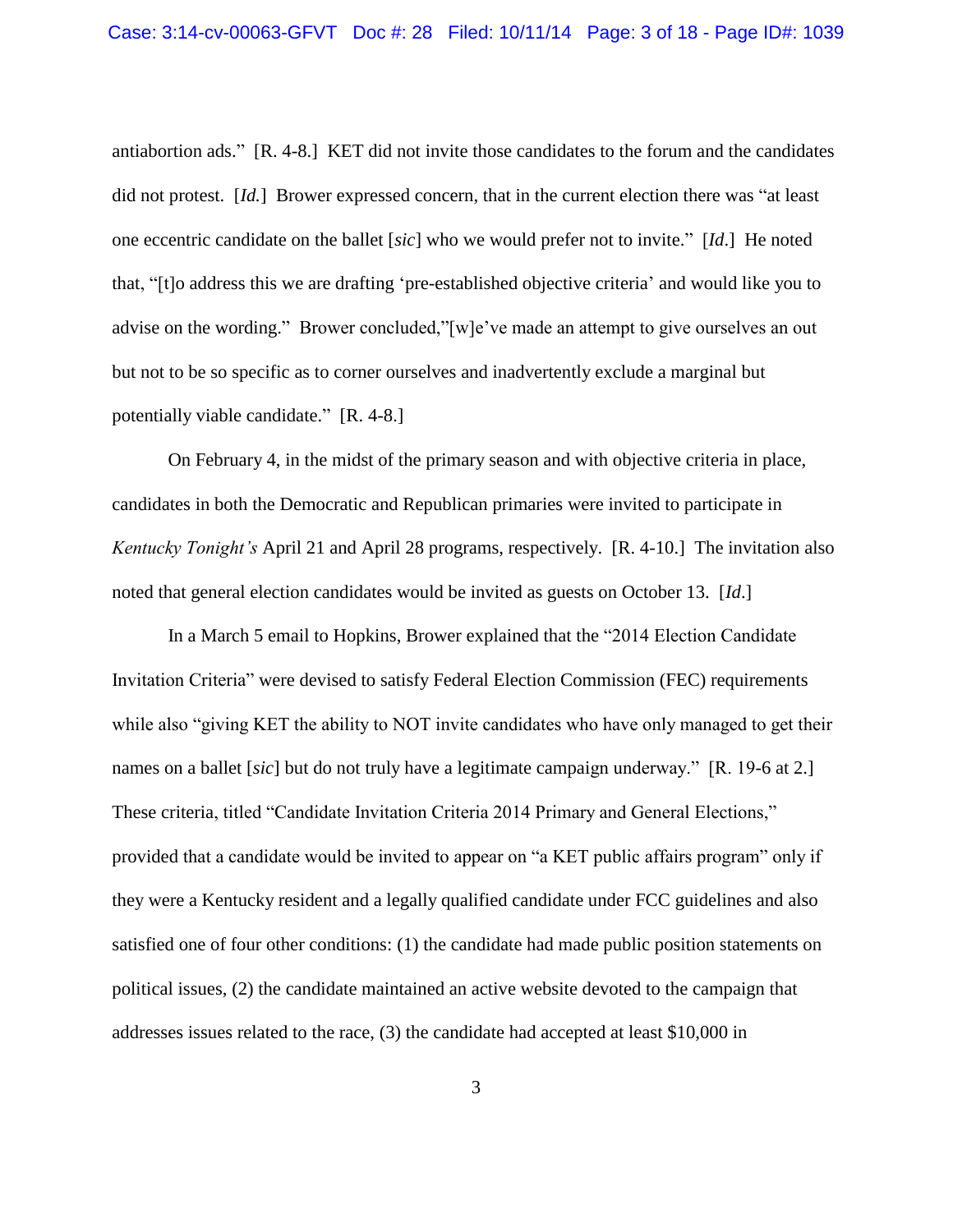antiabortion ads." [R. 4-8.] KET did not invite those candidates to the forum and the candidates did not protest. [*Id.*] Brower expressed concern, that in the current election there was "at least one eccentric candidate on the ballet [*sic*] who we would prefer not to invite." [*Id*.] He noted that, "[t]o address this we are drafting 'pre-established objective criteria' and would like you to advise on the wording." Brower concluded,"[w]e've made an attempt to give ourselves an out but not to be so specific as to corner ourselves and inadvertently exclude a marginal but potentially viable candidate." [R. 4-8.]

On February 4, in the midst of the primary season and with objective criteria in place, candidates in both the Democratic and Republican primaries were invited to participate in *Kentucky Tonight's* April 21 and April 28 programs, respectively. [R. 4-10.] The invitation also noted that general election candidates would be invited as guests on October 13. [*Id*.]

In a March 5 email to Hopkins, Brower explained that the "2014 Election Candidate Invitation Criteria" were devised to satisfy Federal Election Commission (FEC) requirements while also "giving KET the ability to NOT invite candidates who have only managed to get their names on a ballet [*sic*] but do not truly have a legitimate campaign underway." [R. 19-6 at 2.] These criteria, titled "Candidate Invitation Criteria 2014 Primary and General Elections," provided that a candidate would be invited to appear on "a KET public affairs program" only if they were a Kentucky resident and a legally qualified candidate under FCC guidelines and also satisfied one of four other conditions: (1) the candidate had made public position statements on political issues, (2) the candidate maintained an active website devoted to the campaign that addresses issues related to the race, (3) the candidate had accepted at least $10,000 in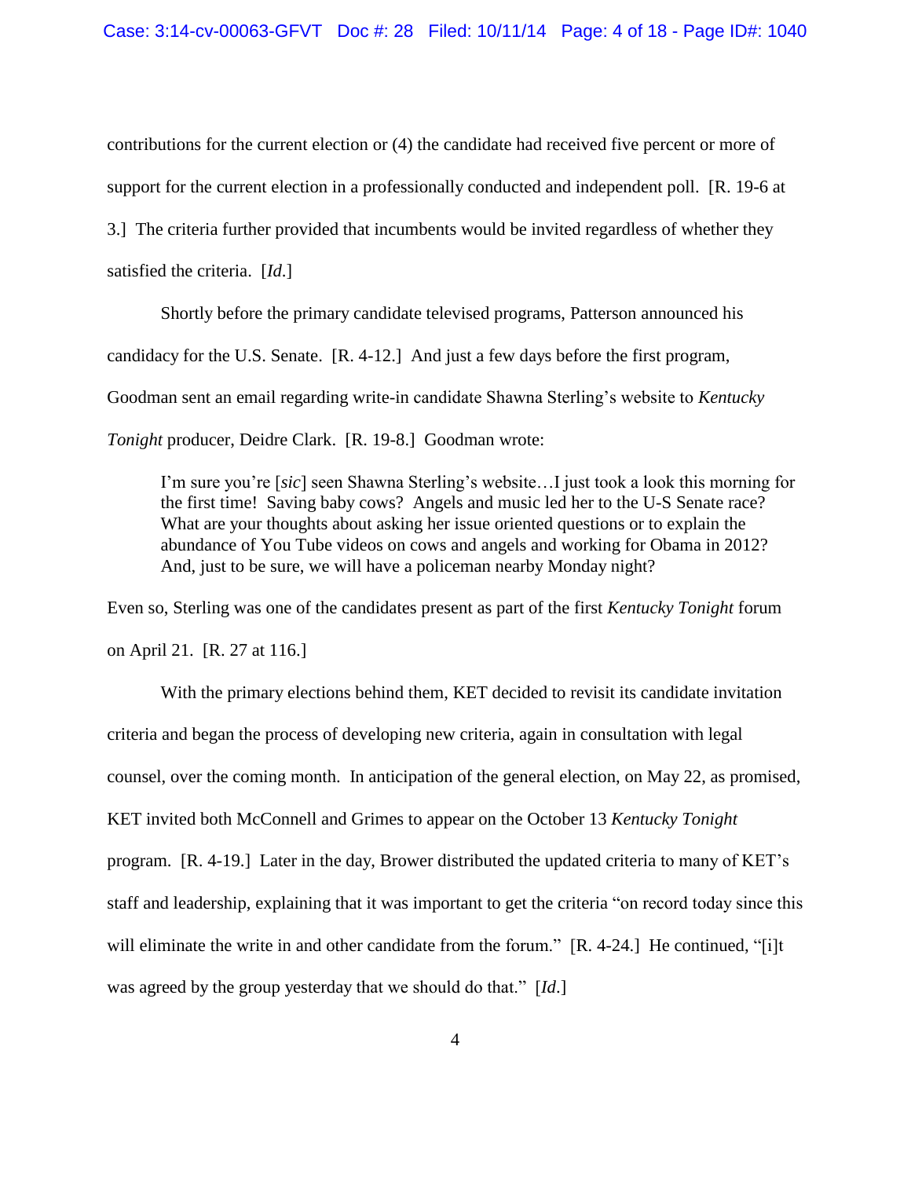contributions for the current election or (4) the candidate had received five percent or more of support for the current election in a professionally conducted and independent poll. [R. 19-6 at 3.] The criteria further provided that incumbents would be invited regardless of whether they satisfied the criteria. [*Id.*]

Shortly before the primary candidate televised programs, Patterson announced his candidacy for the U.S. Senate. [R. 4-12.] And just a few days before the first program, Goodman sent an email regarding write-in candidate Shawna Sterling's website to *Kentucky Tonight* producer, Deidre Clark. [R. 19-8.] Goodman wrote:

> I'm sure you're [*sic*] seen Shawna Sterling's website…I just took a look this morning for the first time! Saving baby cows? Angels and music led her to the U-S Senate race? What are your thoughts about asking her issue oriented questions or to explain the abundance of You Tube videos on cows and angels and working for Obama in 2012? And, just to be sure, we will have a policeman nearby Monday night?

Even so, Sterling was one of the candidates present as part of the first *Kentucky Tonight* forum on April 21. [R. 27 at 116.]

With the primary elections behind them, KET decided to revisit its candidate invitation criteria and began the process of developing new criteria, again in consultation with legal counsel, over the coming month. In anticipation of the general election, on May 22, as promised, KET invited both McConnell and Grimes to appear on the October 13 *Kentucky Tonight* program. [R. 4-19.] Later in the day, Brower distributed the updated criteria to many of KET's staff and leadership, explaining that it was important to get the criteria "on record today since this will eliminate the write in and other candidate from the forum." [R. 4-24.] He continued, "[i]t was agreed by the group yesterday that we should do that." [*Id.*]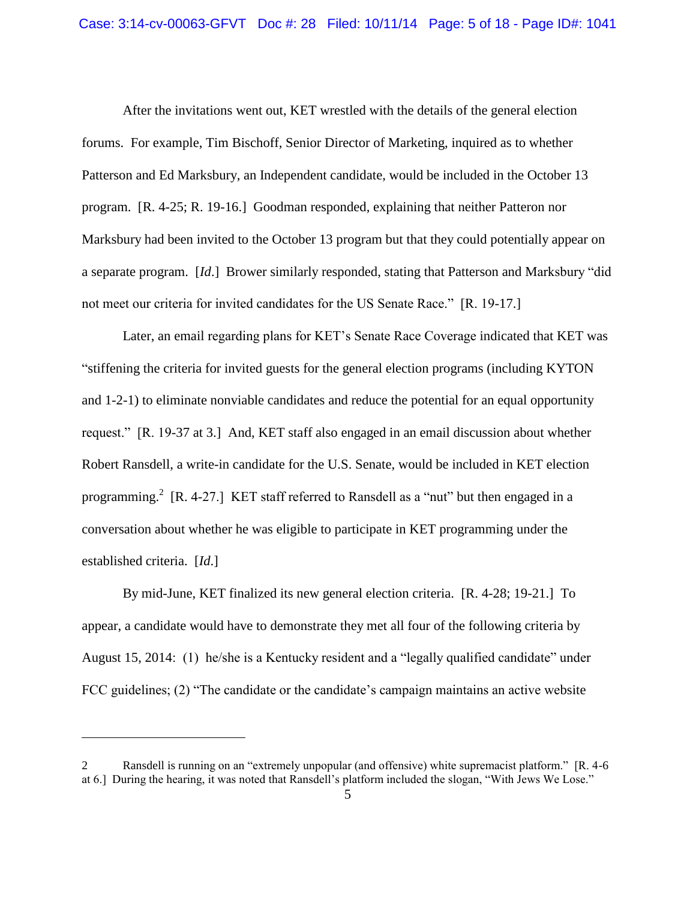After the invitations went out, KET wrestled with the details of the general election forums. For example, Tim Bischoff, Senior Director of Marketing, inquired as to whether Patterson and Ed Marksbury, an Independent candidate, would be included in the October 13 program. [R. 4-25; R. 19-16.] Goodman responded, explaining that neither Patteron nor Marksbury had been invited to the October 13 program but that they could potentially appear on a separate program. [*Id*.] Brower similarly responded, stating that Patterson and Marksbury "did not meet our criteria for invited candidates for the US Senate Race." [R. 19-17.]

Later, an email regarding plans for KET's Senate Race Coverage indicated that KET was "stiffening the criteria for invited guests for the general election programs (including KYTON and 1-2-1) to eliminate nonviable candidates and reduce the potential for an equal opportunity request." [R. 19-37 at 3.] And, KET staff also engaged in an email discussion about whether Robert Ransdell, a write-in candidate for the U.S. Senate, would be included in KET election programming.[2] [R. 4-27.] KET staff referred to Ransdell as a "nut" but then engaged in a conversation about whether he was eligible to participate in KET programming under the established criteria. [*Id.*]

By mid-June, KET finalized its new general election criteria. [R. 4-28; 19-21.] To appear, a candidate would have to demonstrate they met all four of the following criteria by August 15, 2014: (1) he/she is a Kentucky resident and a "legally qualified candidate" under FCC guidelines; (2) "The candidate or the candidate's campaign maintains an active website

---

2 Ransdell is running on an "extremely unpopular (and offensive) white supremacist platform." [R. 4-6 at 6.] During the hearing, it was noted that Ransdell's platform included the slogan, "With Jews We Lose."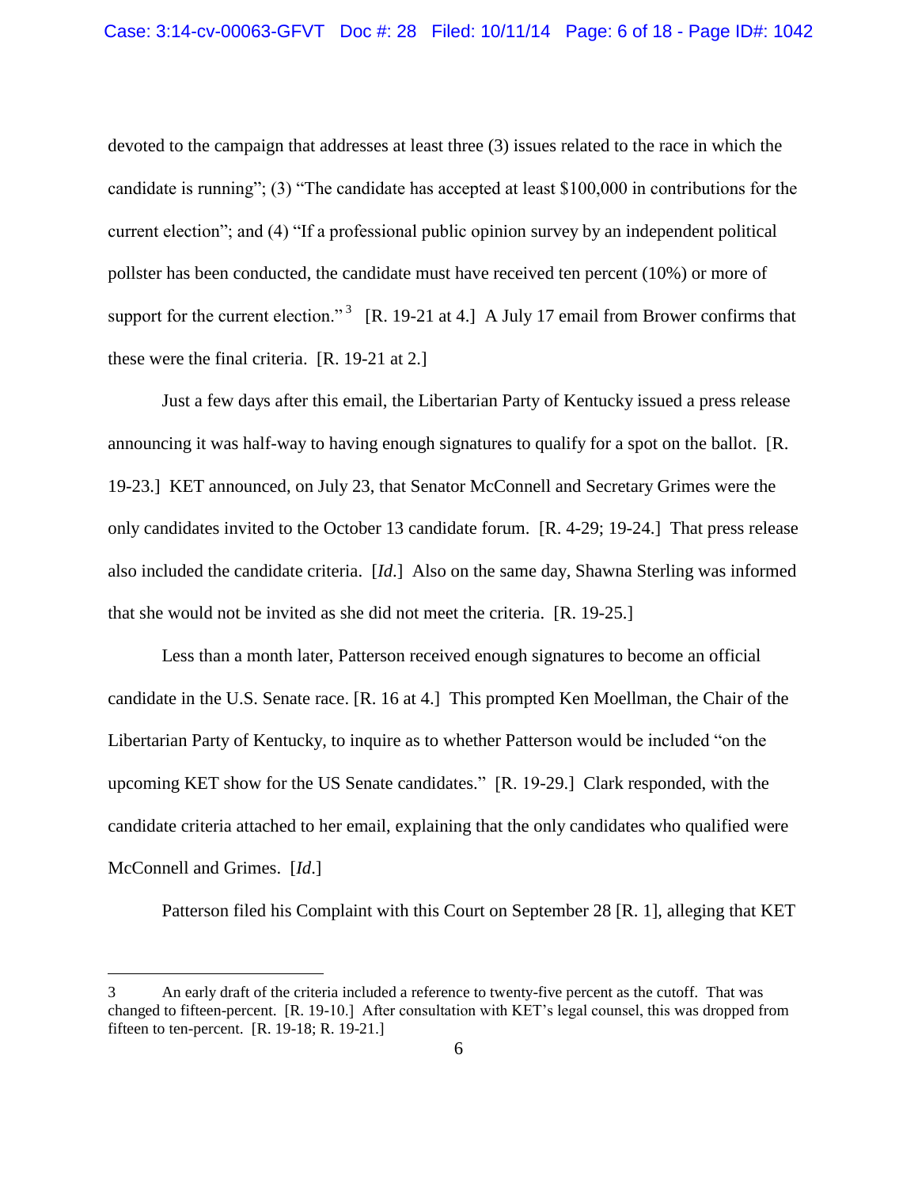devoted to the campaign that addresses at least three (3) issues related to the race in which the candidate is running"; (3) "The candidate has accepted at least $100,000 in contributions for the current election"; and (4) "If a professional public opinion survey by an independent political pollster has been conducted, the candidate must have received ten percent (10%) or more of support for the current election."[3] [R. 19-21 at 4.] A July 17 email from Brower confirms that these were the final criteria. [R. 19-21 at 2.]

Just a few days after this email, the Libertarian Party of Kentucky issued a press release announcing it was half-way to having enough signatures to qualify for a spot on the ballot. [R. 19-23.] KET announced, on July 23, that Senator McConnell and Secretary Grimes were the only candidates invited to the October 13 candidate forum. [R. 4-29; 19-24.] That press release also included the candidate criteria. [*Id*.] Also on the same day, Shawna Sterling was informed that she would not be invited as she did not meet the criteria. [R. 19-25.]

Less than a month later, Patterson received enough signatures to become an official candidate in the U.S. Senate race. [R. 16 at 4.] This prompted Ken Moellman, the Chair of the Libertarian Party of Kentucky, to inquire as to whether Patterson would be included "on the upcoming KET show for the US Senate candidates." [R. 19-29.] Clark responded, with the candidate criteria attached to her email, explaining that the only candidates who qualified were McConnell and Grimes. [*Id*.]

Patterson filed his Complaint with this Court on September 28 [R. 1], alleging that KET

---

3 An early draft of the criteria included a reference to twenty-five percent as the cutoff. That was changed to fifteen-percent. [R. 19-10.] After consultation with KET's legal counsel, this was dropped from fifteen to ten-percent. [R. 19-18; R. 19-21.]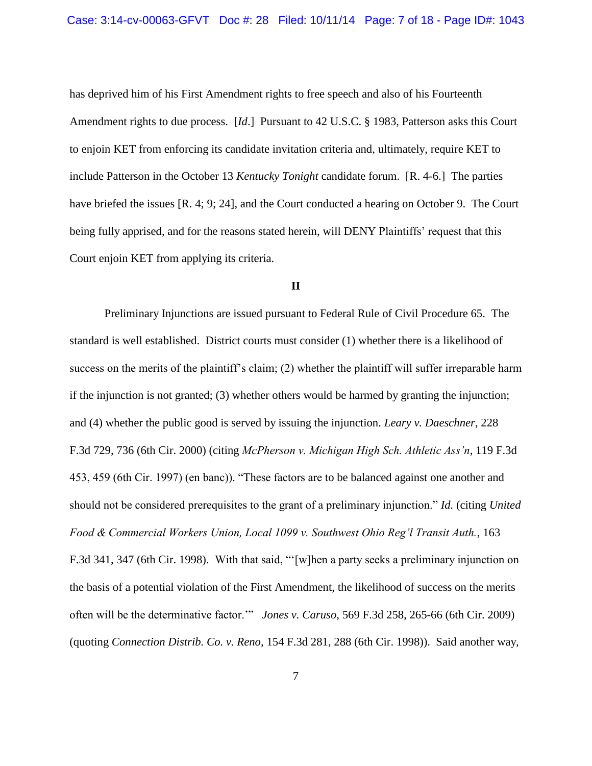has deprived him of his First Amendment rights to free speech and also of his Fourteenth Amendment rights to due process. [*Id*.] Pursuant to 42 U.S.C. § 1983, Patterson asks this Court to enjoin KET from enforcing its candidate invitation criteria and, ultimately, require KET to include Patterson in the October 13 *Kentucky Tonight* candidate forum. [R. 4-6.] The parties have briefed the issues [R. 4; 9; 24], and the Court conducted a hearing on October 9. The Court being fully apprised, and for the reasons stated herein, will DENY Plaintiffs' request that this Court enjoin KET from applying its criteria.

**II**

Preliminary Injunctions are issued pursuant to Federal Rule of Civil Procedure 65. The standard is well established. District courts must consider (1) whether there is a likelihood of success on the merits of the plaintiff's claim; (2) whether the plaintiff will suffer irreparable harm if the injunction is not granted; (3) whether others would be harmed by granting the injunction; and (4) whether the public good is served by issuing the injunction. *Leary v. Daeschner*, 228 F.3d 729, 736 (6th Cir. 2000) (citing *McPherson v. Michigan High Sch. Athletic Ass'n*, 119 F.3d 453, 459 (6th Cir. 1997) (en banc)). "These factors are to be balanced against one another and should not be considered prerequisites to the grant of a preliminary injunction." *Id.* (citing *United Food & Commercial Workers Union, Local 1099 v. Southwest Ohio Reg'l Transit Auth.*, 163 F.3d 341, 347 (6th Cir. 1998). With that said, "'[w]hen a party seeks a preliminary injunction on the basis of a potential violation of the First Amendment, the likelihood of success on the merits often will be the determinative factor.'" *Jones v. Caruso*, 569 F.3d 258, 265-66 (6th Cir. 2009) (quoting *Connection Distrib. Co. v. Reno*, 154 F.3d 281, 288 (6th Cir. 1998)). Said another way,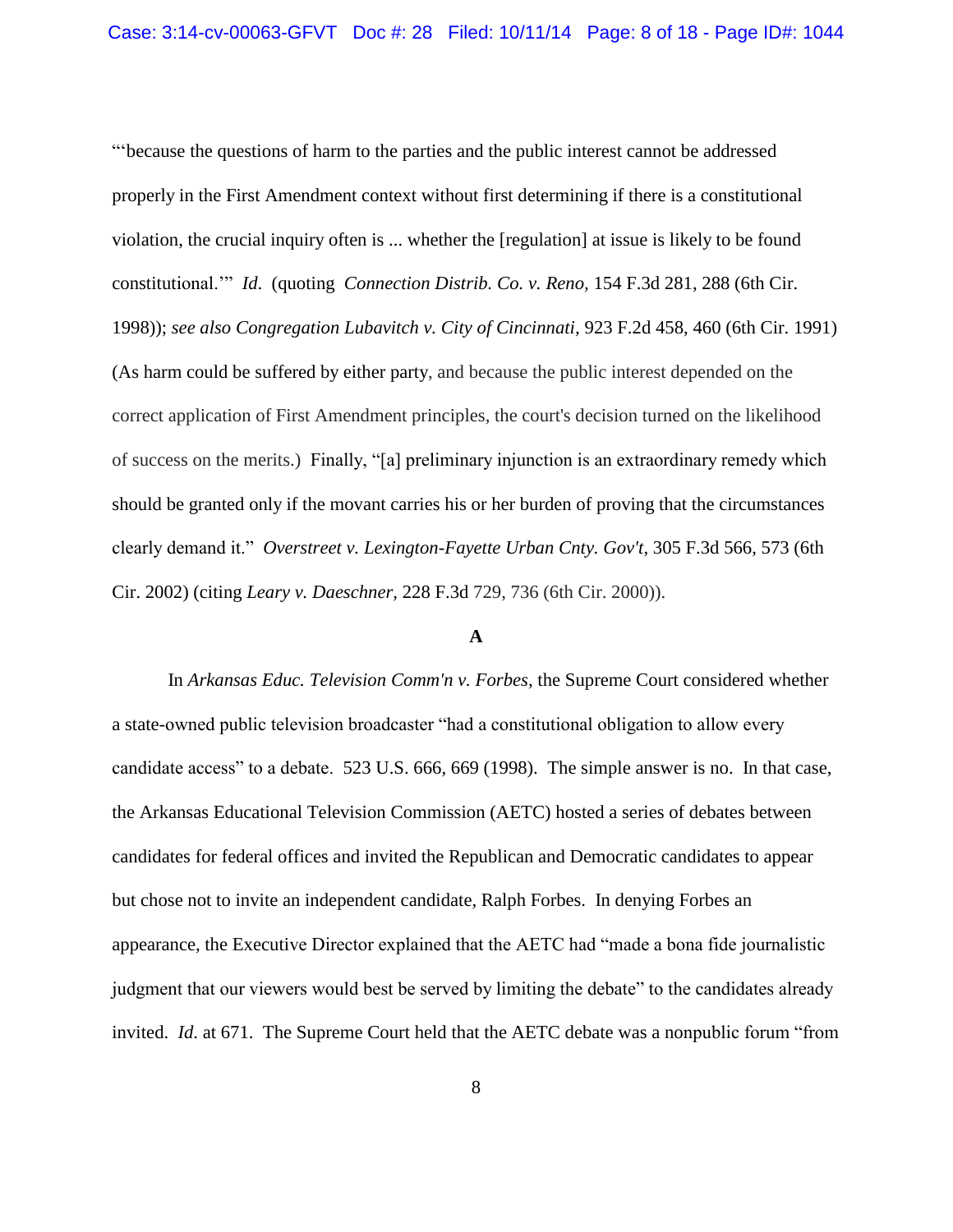"'because the questions of harm to the parties and the public interest cannot be addressed properly in the First Amendment context without first determining if there is a constitutional violation, the crucial inquiry often is ... whether the [regulation] at issue is likely to be found constitutional.'" *Id*. (quoting *Connection Distrib. Co. v. Reno,* 154 F.3d 281, 288 (6th Cir. 1998)); *see also Congregation Lubavitch v. City of Cincinnati,* 923 F.2d 458, 460 (6th Cir. 1991) (As harm could be suffered by either party, and because the public interest depended on the correct application of First Amendment principles, the court's decision turned on the likelihood of success on the merits.) Finally, "[a] preliminary injunction is an extraordinary remedy which should be granted only if the movant carries his or her burden of proving that the circumstances clearly demand it." *Overstreet v. Lexington-Fayette Urban Cnty. Gov't*, 305 F.3d 566, 573 (6th Cir. 2002) (citing *Leary v. Daeschner,* 228 F.3d 729, 736 (6th Cir. 2000)).

**A**

In *Arkansas Educ. Television Comm'n v. Forbes,* the Supreme Court considered whether a state-owned public television broadcaster "had a constitutional obligation to allow every candidate access" to a debate. 523 U.S. 666, 669 (1998). The simple answer is no. In that case, the Arkansas Educational Television Commission (AETC) hosted a series of debates between candidates for federal offices and invited the Republican and Democratic candidates to appear but chose not to invite an independent candidate, Ralph Forbes. In denying Forbes an appearance, the Executive Director explained that the AETC had "made a bona fide journalistic judgment that our viewers would best be served by limiting the debate" to the candidates already invited. *Id*. at 671. The Supreme Court held that the AETC debate was a nonpublic forum "from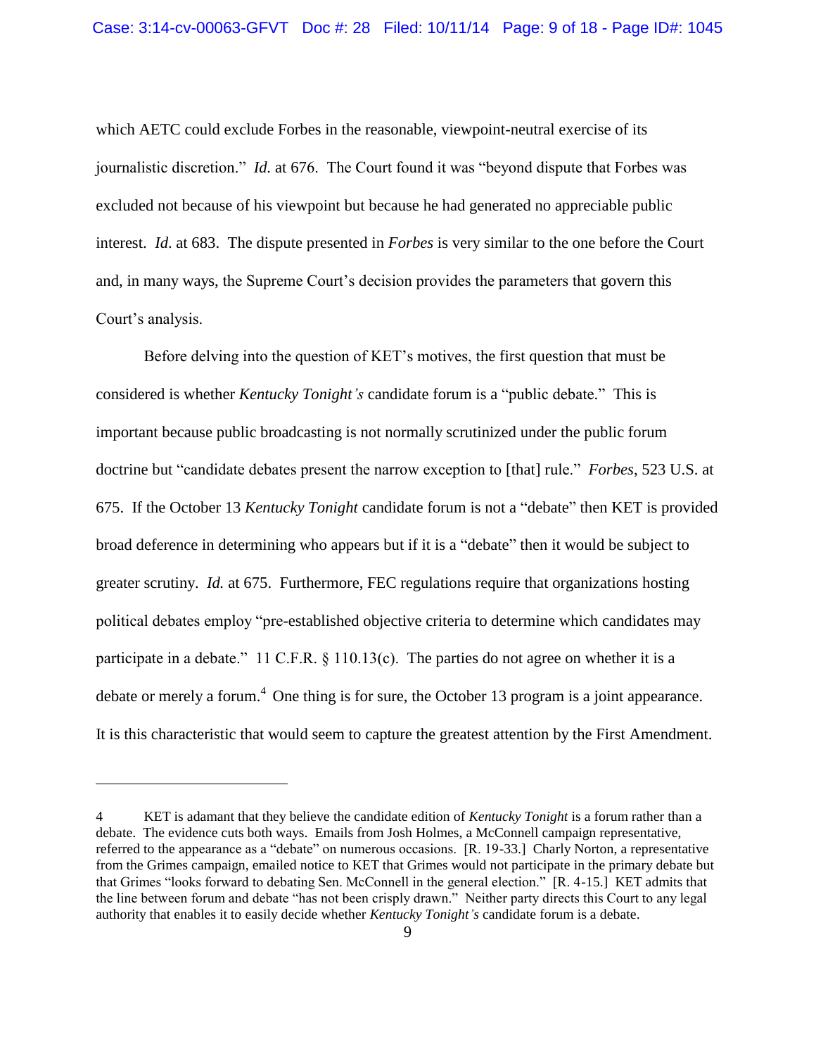which AETC could exclude Forbes in the reasonable, viewpoint-neutral exercise of its journalistic discretion." *Id.* at 676. The Court found it was "beyond dispute that Forbes was excluded not because of his viewpoint but because he had generated no appreciable public interest. *Id*. at 683. The dispute presented in *Forbes* is very similar to the one before the Court and, in many ways, the Supreme Court's decision provides the parameters that govern this Court's analysis.

Before delving into the question of KET's motives, the first question that must be considered is whether *Kentucky Tonight's* candidate forum is a "public debate." This is important because public broadcasting is not normally scrutinized under the public forum doctrine but "candidate debates present the narrow exception to [that] rule." *Forbes*, 523 U.S. at 675. If the October 13 *Kentucky Tonight* candidate forum is not a "debate" then KET is provided broad deference in determining who appears but if it is a "debate" then it would be subject to greater scrutiny. *Id.* at 675. Furthermore, FEC regulations require that organizations hosting political debates employ "pre-established objective criteria to determine which candidates may participate in a debate." 11 C.F.R. § 110.13(c). The parties do not agree on whether it is a debate or merely a forum.[4] One thing is for sure, the October 13 program is a joint appearance. It is this characteristic that would seem to capture the greatest attention by the First Amendment.

---

4 KET is adamant that they believe the candidate edition of *Kentucky Tonight* is a forum rather than a debate. The evidence cuts both ways. Emails from Josh Holmes, a McConnell campaign representative, referred to the appearance as a "debate" on numerous occasions. [R. 19-33.] Charly Norton, a representative from the Grimes campaign, emailed notice to KET that Grimes would not participate in the primary debate but that Grimes "looks forward to debating Sen. McConnell in the general election." [R. 4-15.] KET admits that the line between forum and debate "has not been crisply drawn." Neither party directs this Court to any legal authority that enables it to easily decide whether *Kentucky Tonight's* candidate forum is a debate.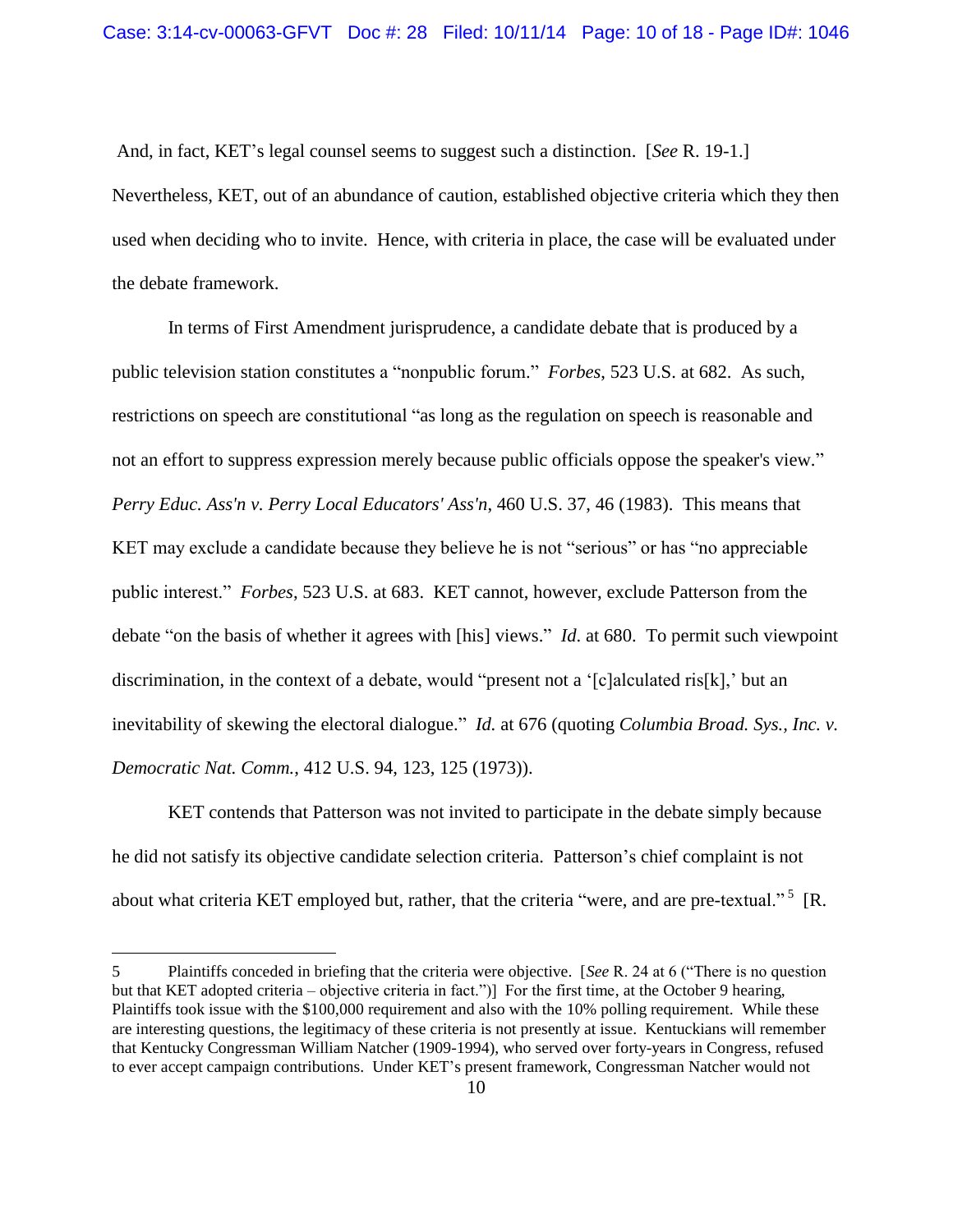And, in fact, KET's legal counsel seems to suggest such a distinction. [*See* R. 19-1.] Nevertheless, KET, out of an abundance of caution, established objective criteria which they then used when deciding who to invite. Hence, with criteria in place, the case will be evaluated under the debate framework.

In terms of First Amendment jurisprudence, a candidate debate that is produced by a public television station constitutes a "nonpublic forum." *Forbes*, 523 U.S. at 682. As such, restrictions on speech are constitutional "as long as the regulation on speech is reasonable and not an effort to suppress expression merely because public officials oppose the speaker's view." *Perry Educ. Ass'n v. Perry Local Educators' Ass'n*, 460 U.S. 37, 46 (1983). This means that KET may exclude a candidate because they believe he is not "serious" or has "no appreciable public interest." *Forbes*, 523 U.S. at 683. KET cannot, however, exclude Patterson from the debate "on the basis of whether it agrees with [his] views." *Id.* at 680. To permit such viewpoint discrimination, in the context of a debate, would "present not a '[c]alculated ris[k],' but an inevitability of skewing the electoral dialogue." *Id.* at 676 (quoting *Columbia Broad. Sys., Inc. v. Democratic Nat. Comm.*, 412 U.S. 94, 123, 125 (1973)).

KET contends that Patterson was not invited to participate in the debate simply because he did not satisfy its objective candidate selection criteria. Patterson's chief complaint is not about what criteria KET employed but, rather, that the criteria "were, and are pre-textual."[5] [R.

---

5 Plaintiffs conceded in briefing that the criteria were objective. [*See* R. 24 at 6 ("There is no question but that KET adopted criteria – objective criteria in fact.")] For the first time, at the October 9 hearing, Plaintiffs took issue with the $100,000 requirement and also with the 10% polling requirement. While these are interesting questions, the legitimacy of these criteria is not presently at issue. Kentuckians will remember that Kentucky Congressman William Natcher (1909-1994), who served over forty-years in Congress, refused to ever accept campaign contributions. Under KET's present framework, Congressman Natcher would not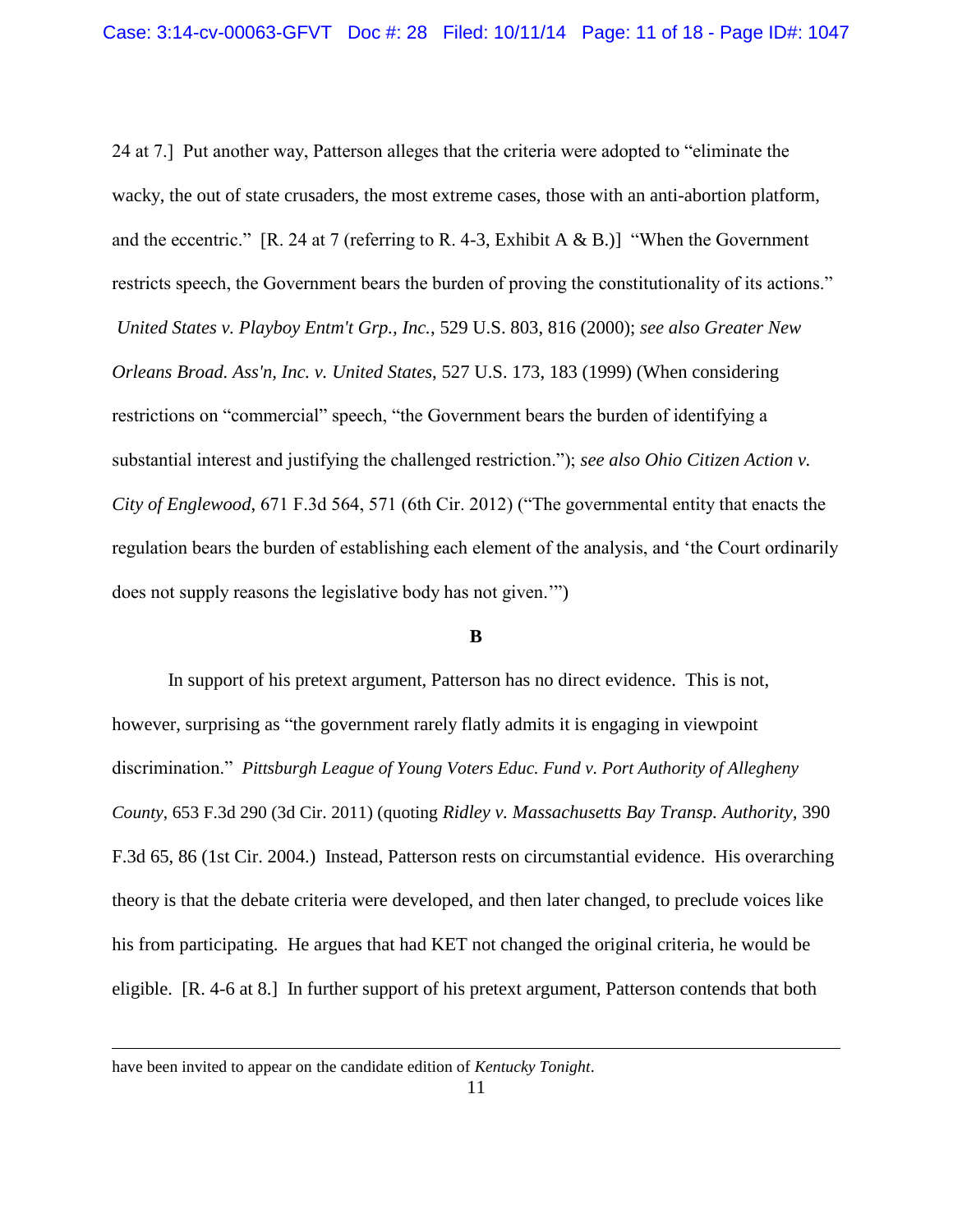24 at 7.] Put another way, Patterson alleges that the criteria were adopted to "eliminate the wacky, the out of state crusaders, the most extreme cases, those with an anti-abortion platform, and the eccentric." [R. 24 at 7 (referring to R. 4-3, Exhibit A & B.)] "When the Government restricts speech, the Government bears the burden of proving the constitutionality of its actions." *United States v. Playboy Entm't Grp., Inc.*, 529 U.S. 803, 816 (2000); *see also Greater New Orleans Broad. Ass'n, Inc. v. United States*, 527 U.S. 173, 183 (1999) (When considering restrictions on "commercial" speech, "the Government bears the burden of identifying a substantial interest and justifying the challenged restriction."); *see also Ohio Citizen Action v. City of Englewood*, 671 F.3d 564, 571 (6th Cir. 2012) ("The governmental entity that enacts the regulation bears the burden of establishing each element of the analysis, and 'the Court ordinarily does not supply reasons the legislative body has not given.'")

**B**

In support of his pretext argument, Patterson has no direct evidence. This is not, however, surprising as "the government rarely flatly admits it is engaging in viewpoint discrimination." *Pittsburgh League of Young Voters Educ. Fund v. Port Authority of Allegheny County*, 653 F.3d 290 (3d Cir. 2011) (quoting *Ridley v. Massachusetts Bay Transp. Authority*, 390 F.3d 65, 86 (1st Cir. 2004.) Instead, Patterson rests on circumstantial evidence. His overarching theory is that the debate criteria were developed, and then later changed, to preclude voices like his from participating. He argues that had KET not changed the original criteria, he would be eligible. [R. 4-6 at 8.] In further support of his pretext argument, Patterson contends that both

---

have been invited to appear on the candidate edition of *Kentucky Tonight*.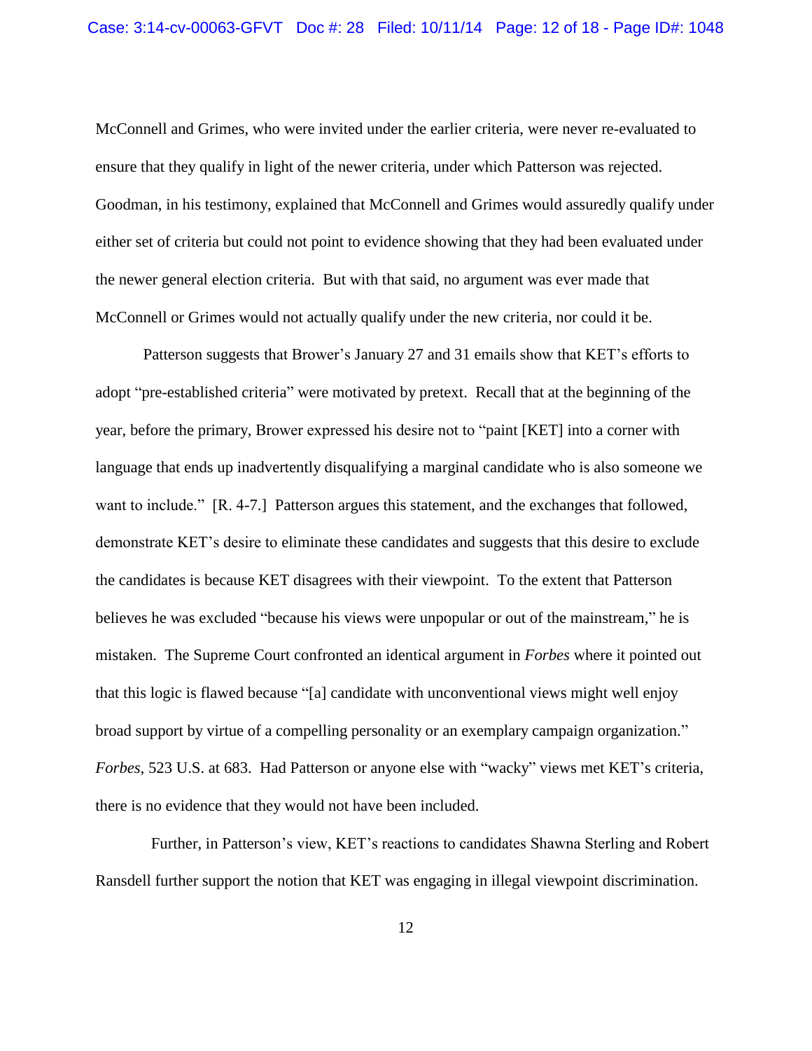McConnell and Grimes, who were invited under the earlier criteria, were never re-evaluated to ensure that they qualify in light of the newer criteria, under which Patterson was rejected. Goodman, in his testimony, explained that McConnell and Grimes would assuredly qualify under either set of criteria but could not point to evidence showing that they had been evaluated under the newer general election criteria. But with that said, no argument was ever made that McConnell or Grimes would not actually qualify under the new criteria, nor could it be.

Patterson suggests that Brower's January 27 and 31 emails show that KET's efforts to adopt "pre-established criteria" were motivated by pretext. Recall that at the beginning of the year, before the primary, Brower expressed his desire not to "paint [KET] into a corner with language that ends up inadvertently disqualifying a marginal candidate who is also someone we want to include." [R. 4-7.] Patterson argues this statement, and the exchanges that followed, demonstrate KET's desire to eliminate these candidates and suggests that this desire to exclude the candidates is because KET disagrees with their viewpoint. To the extent that Patterson believes he was excluded "because his views were unpopular or out of the mainstream," he is mistaken. The Supreme Court confronted an identical argument in *Forbes* where it pointed out that this logic is flawed because "[a] candidate with unconventional views might well enjoy broad support by virtue of a compelling personality or an exemplary campaign organization." *Forbes*, 523 U.S. at 683. Had Patterson or anyone else with "wacky" views met KET's criteria, there is no evidence that they would not have been included.

Further, in Patterson's view, KET's reactions to candidates Shawna Sterling and Robert Ransdell further support the notion that KET was engaging in illegal viewpoint discrimination.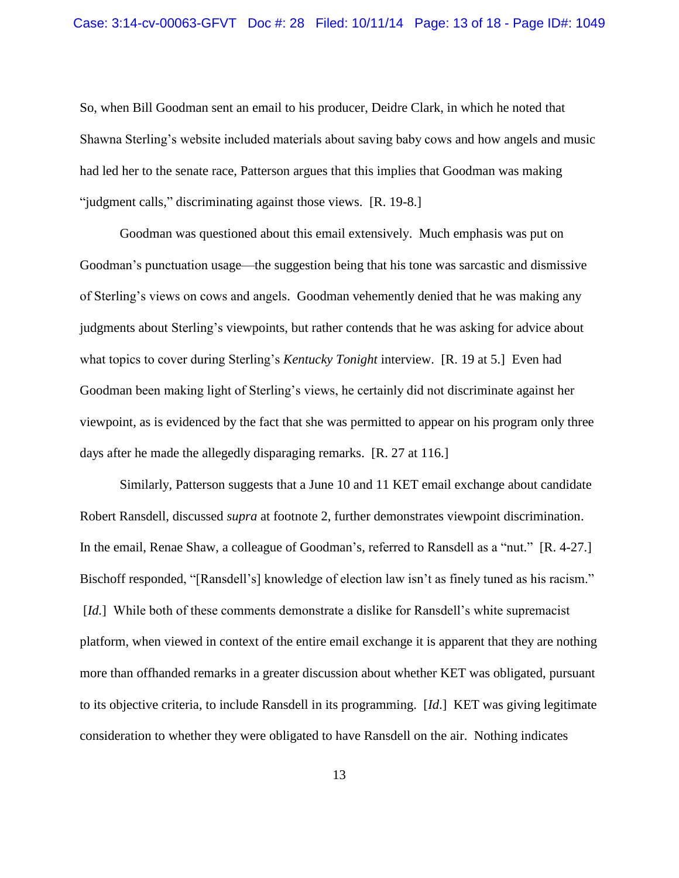So, when Bill Goodman sent an email to his producer, Deidre Clark, in which he noted that Shawna Sterling's website included materials about saving baby cows and how angels and music had led her to the senate race, Patterson argues that this implies that Goodman was making "judgment calls," discriminating against those views. [R. 19-8.]

Goodman was questioned about this email extensively. Much emphasis was put on Goodman's punctuation usage—the suggestion being that his tone was sarcastic and dismissive of Sterling's views on cows and angels. Goodman vehemently denied that he was making any judgments about Sterling's viewpoints, but rather contends that he was asking for advice about what topics to cover during Sterling's *Kentucky Tonight* interview. [R. 19 at 5.] Even had Goodman been making light of Sterling's views, he certainly did not discriminate against her viewpoint, as is evidenced by the fact that she was permitted to appear on his program only three days after he made the allegedly disparaging remarks. [R. 27 at 116.]

Similarly, Patterson suggests that a June 10 and 11 KET email exchange about candidate Robert Ransdell, discussed *supra* at footnote 2, further demonstrates viewpoint discrimination. In the email, Renae Shaw, a colleague of Goodman's, referred to Ransdell as a "nut." [R. 4-27.] Bischoff responded, "[Ransdell's] knowledge of election law isn't as finely tuned as his racism." [*Id.*] While both of these comments demonstrate a dislike for Ransdell's white supremacist platform, when viewed in context of the entire email exchange it is apparent that they are nothing more than offhanded remarks in a greater discussion about whether KET was obligated, pursuant to its objective criteria, to include Ransdell in its programming. [*Id.*] KET was giving legitimate consideration to whether they were obligated to have Ransdell on the air. Nothing indicates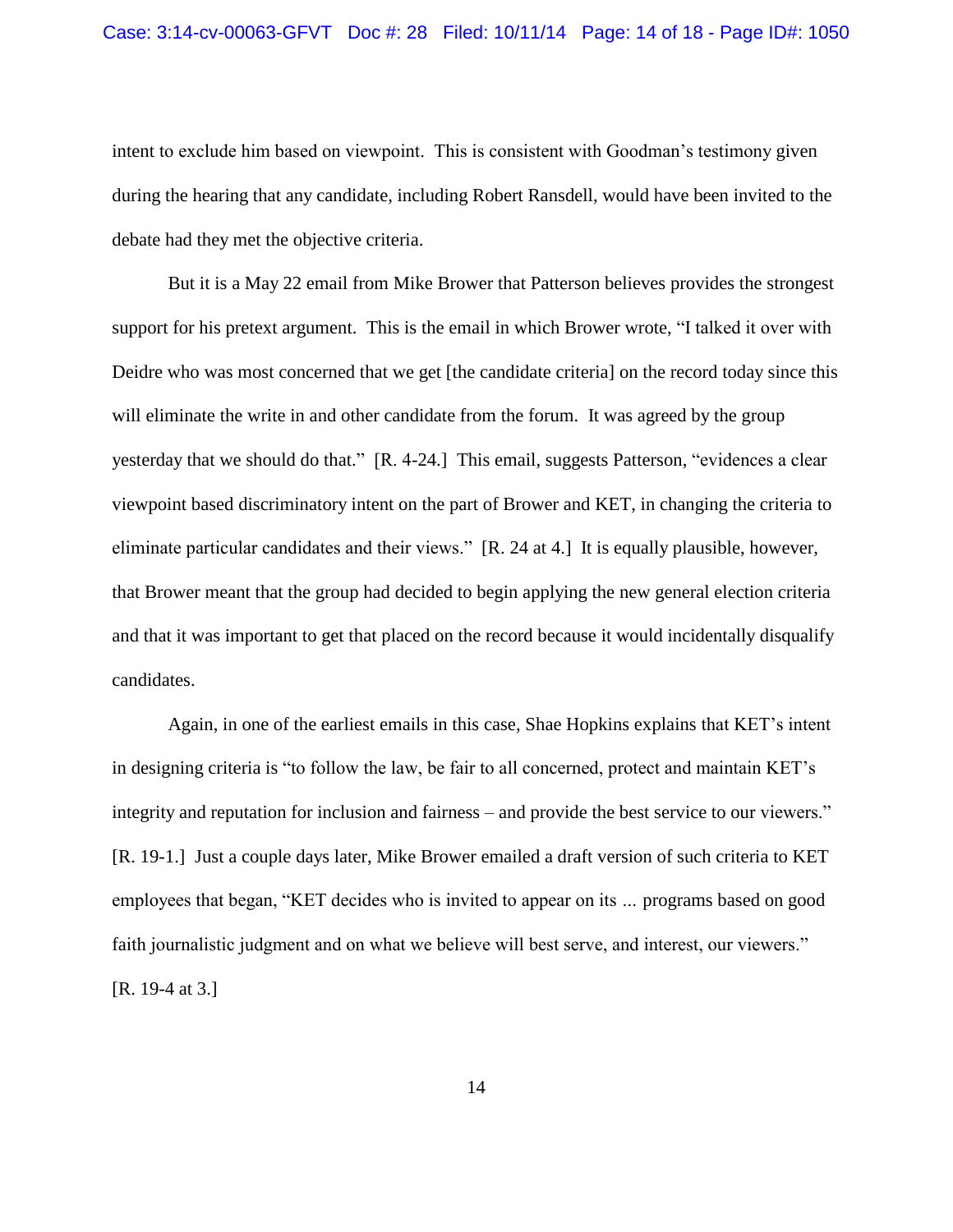intent to exclude him based on viewpoint. This is consistent with Goodman's testimony given during the hearing that any candidate, including Robert Ransdell, would have been invited to the debate had they met the objective criteria.

But it is a May 22 email from Mike Brower that Patterson believes provides the strongest support for his pretext argument. This is the email in which Brower wrote, "I talked it over with Deidre who was most concerned that we get [the candidate criteria] on the record today since this will eliminate the write in and other candidate from the forum. It was agreed by the group yesterday that we should do that." [R. 4-24.] This email, suggests Patterson, "evidences a clear viewpoint based discriminatory intent on the part of Brower and KET, in changing the criteria to eliminate particular candidates and their views." [R. 24 at 4.] It is equally plausible, however, that Brower meant that the group had decided to begin applying the new general election criteria and that it was important to get that placed on the record because it would incidentally disqualify candidates.

Again, in one of the earliest emails in this case, Shae Hopkins explains that KET's intent in designing criteria is "to follow the law, be fair to all concerned, protect and maintain KET's integrity and reputation for inclusion and fairness – and provide the best service to our viewers." [R. 19-1.] Just a couple days later, Mike Brower emailed a draft version of such criteria to KET employees that began, "KET decides who is invited to appear on its ... programs based on good faith journalistic judgment and on what we believe will best serve, and interest, our viewers." [R. 19-4 at 3.]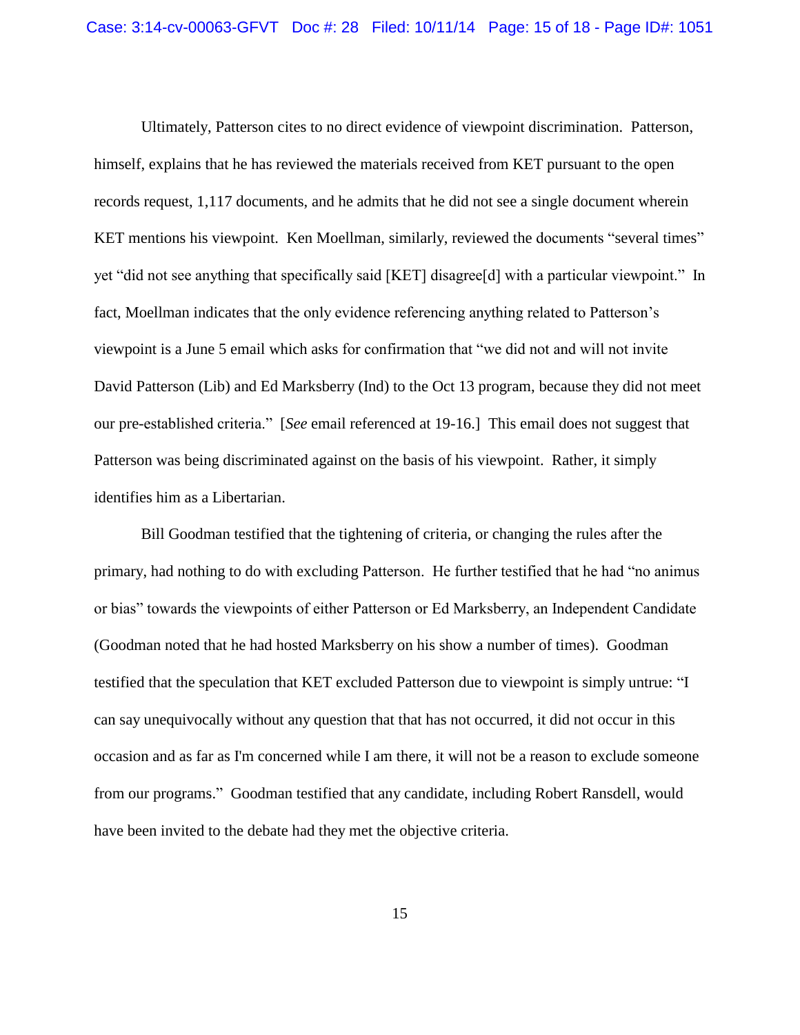Ultimately, Patterson cites to no direct evidence of viewpoint discrimination. Patterson, himself, explains that he has reviewed the materials received from KET pursuant to the open records request, 1,117 documents, and he admits that he did not see a single document wherein KET mentions his viewpoint. Ken Moellman, similarly, reviewed the documents "several times" yet "did not see anything that specifically said [KET] disagree[d] with a particular viewpoint." In fact, Moellman indicates that the only evidence referencing anything related to Patterson's viewpoint is a June 5 email which asks for confirmation that "we did not and will not invite David Patterson (Lib) and Ed Marksberry (Ind) to the Oct 13 program, because they did not meet our pre-established criteria." [*See* email referenced at 19-16.] This email does not suggest that Patterson was being discriminated against on the basis of his viewpoint. Rather, it simply identifies him as a Libertarian.

Bill Goodman testified that the tightening of criteria, or changing the rules after the primary, had nothing to do with excluding Patterson. He further testified that he had "no animus or bias" towards the viewpoints of either Patterson or Ed Marksberry, an Independent Candidate (Goodman noted that he had hosted Marksberry on his show a number of times). Goodman testified that the speculation that KET excluded Patterson due to viewpoint is simply untrue: "I can say unequivocally without any question that that has not occurred, it did not occur in this occasion and as far as I'm concerned while I am there, it will not be a reason to exclude someone from our programs." Goodman testified that any candidate, including Robert Ransdell, would have been invited to the debate had they met the objective criteria.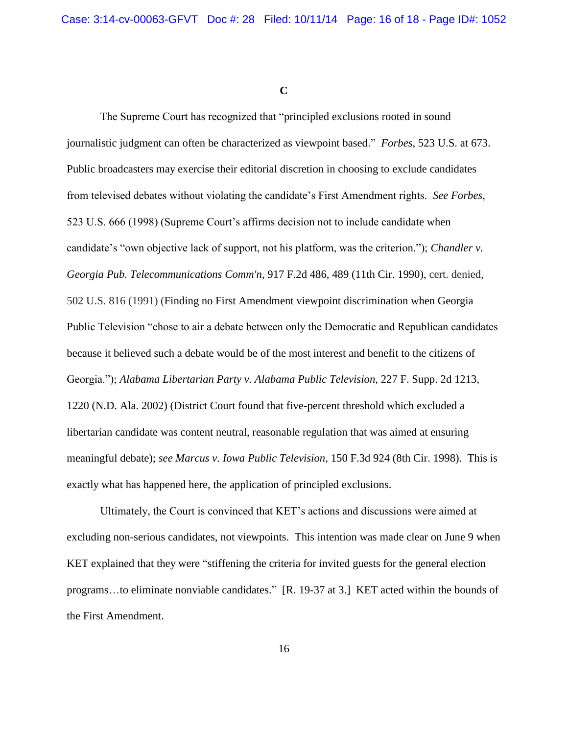**C**

The Supreme Court has recognized that "principled exclusions rooted in sound journalistic judgment can often be characterized as viewpoint based." *Forbes*, 523 U.S. at 673. Public broadcasters may exercise their editorial discretion in choosing to exclude candidates from televised debates without violating the candidate's First Amendment rights. *See Forbes*, 523 U.S. 666 (1998) (Supreme Court's affirms decision not to include candidate when candidate's "own objective lack of support, not his platform, was the criterion."); *Chandler v. Georgia Pub. Telecommunications Comm'n*, 917 F.2d 486, 489 (11th Cir. 1990), cert. denied, 502 U.S. 816 (1991) (Finding no First Amendment viewpoint discrimination when Georgia Public Television "chose to air a debate between only the Democratic and Republican candidates because it believed such a debate would be of the most interest and benefit to the citizens of Georgia."); *Alabama Libertarian Party v. Alabama Public Television*, 227 F. Supp. 2d 1213, 1220 (N.D. Ala. 2002) (District Court found that five-percent threshold which excluded a libertarian candidate was content neutral, reasonable regulation that was aimed at ensuring meaningful debate); *see Marcus v. Iowa Public Television*, 150 F.3d 924 (8th Cir. 1998). This is exactly what has happened here, the application of principled exclusions.

Ultimately, the Court is convinced that KET's actions and discussions were aimed at excluding non-serious candidates, not viewpoints. This intention was made clear on June 9 when KET explained that they were "stiffening the criteria for invited guests for the general election programs…to eliminate nonviable candidates." [R. 19-37 at 3.] KET acted within the bounds of the First Amendment.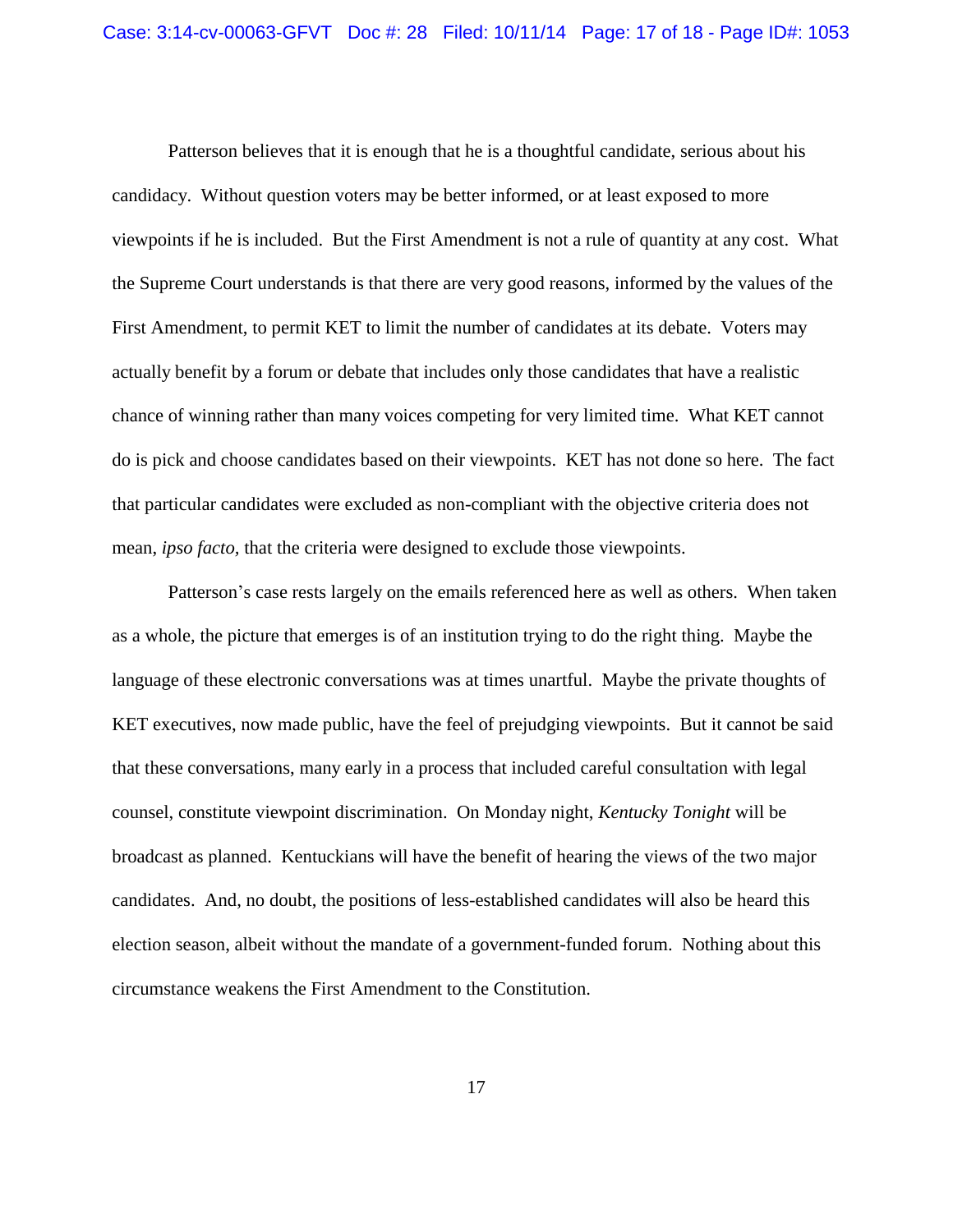Patterson believes that it is enough that he is a thoughtful candidate, serious about his candidacy. Without question voters may be better informed, or at least exposed to more viewpoints if he is included. But the First Amendment is not a rule of quantity at any cost. What the Supreme Court understands is that there are very good reasons, informed by the values of the First Amendment, to permit KET to limit the number of candidates at its debate. Voters may actually benefit by a forum or debate that includes only those candidates that have a realistic chance of winning rather than many voices competing for very limited time. What KET cannot do is pick and choose candidates based on their viewpoints. KET has not done so here. The fact that particular candidates were excluded as non-compliant with the objective criteria does not mean, *ipso facto*, that the criteria were designed to exclude those viewpoints.

Patterson's case rests largely on the emails referenced here as well as others. When taken as a whole, the picture that emerges is of an institution trying to do the right thing. Maybe the language of these electronic conversations was at times unartful. Maybe the private thoughts of KET executives, now made public, have the feel of prejudging viewpoints. But it cannot be said that these conversations, many early in a process that included careful consultation with legal counsel, constitute viewpoint discrimination. On Monday night, *Kentucky Tonight* will be broadcast as planned. Kentuckians will have the benefit of hearing the views of the two major candidates. And, no doubt, the positions of less-established candidates will also be heard this election season, albeit without the mandate of a government-funded forum. Nothing about this circumstance weakens the First Amendment to the Constitution.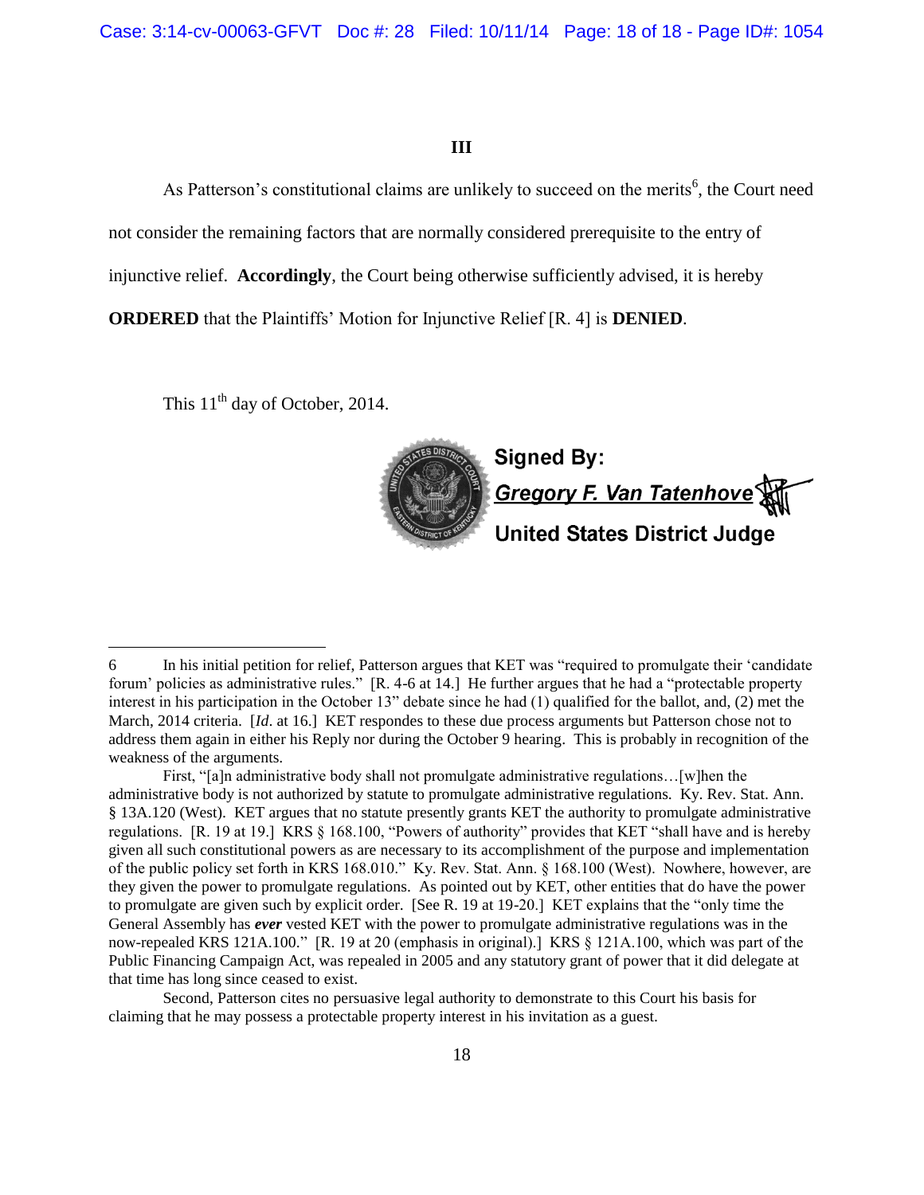### III

As Patterson's constitutional claims are unlikely to succeed on the merits[6], the Court need not consider the remaining factors that are normally considered prerequisite to the entry of injunctive relief. **Accordingly**, the Court being otherwise sufficiently advised, it is hereby **ORDERED** that the Plaintiffs' Motion for Injunctive Relief [R. 4] is **DENIED**.

This 11th day of October, 2014.

**Signed By:**
***Gregory F. Van Tatenhove***
**United States District Judge**

---

6 In his initial petition for relief, Patterson argues that KET was "required to promulgate their 'candidate forum' policies as administrative rules." [R. 4-6 at 14.] He further argues that he had a "protectable property interest in his participation in the October 13" debate since he had (1) qualified for the ballot, and, (2) met the March, 2014 criteria. [*Id*. at 16.] KET respondes to these due process arguments but Patterson chose not to address them again in either his Reply nor during the October 9 hearing. This is probably in recognition of the weakness of the arguments.

First, "[a]n administrative body shall not promulgate administrative regulations…[w]hen the administrative body is not authorized by statute to promulgate administrative regulations. Ky. Rev. Stat. Ann. § 13A.120 (West). KET argues that no statute presently grants KET the authority to promulgate administrative regulations. [R. 19 at 19.] KRS § 168.100, "Powers of authority" provides that KET "shall have and is hereby given all such constitutional powers as are necessary to its accomplishment of the purpose and implementation of the public policy set forth in KRS 168.010." Ky. Rev. Stat. Ann. § 168.100 (West). Nowhere, however, are they given the power to promulgate regulations. As pointed out by KET, other entities that do have the power to promulgate are given such by explicit order. [See R. 19 at 19-20.] KET explains that the "only time the General Assembly has ***ever*** vested KET with the power to promulgate administrative regulations was in the now-repealed KRS 121A.100." [R. 19 at 20 (emphasis in original).] KRS § 121A.100, which was part of the Public Financing Campaign Act, was repealed in 2005 and any statutory grant of power that it did delegate at that time has long since ceased to exist.

Second, Patterson cites no persuasive legal authority to demonstrate to this Court his basis for claiming that he may possess a protectable property interest in his invitation as a guest.